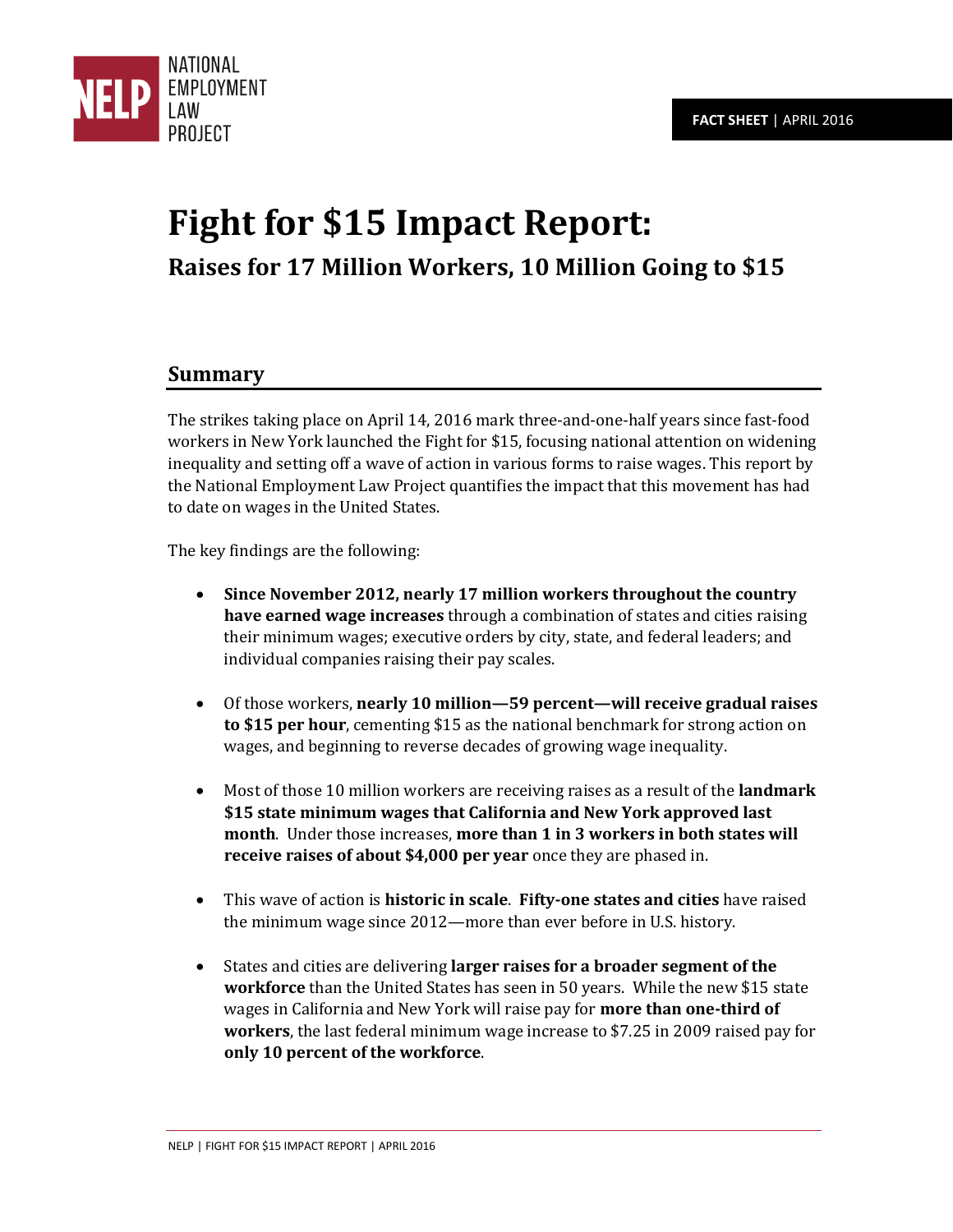NATIONAL EMPLOYMENT LAW PROJECT

**FACT SHEET** | APRIL 2016

# Fight for $15 Impact Report:

## Raises for 17 Million Workers, 10 Million Going to $15

## Summary

The strikes taking place on April 14, 2016 mark three-and-one-half years since fast-food workers in New York launched the Fight for $15, focusing national attention on widening inequality and setting off a wave of action in various forms to raise wages. This report by the National Employment Law Project quantifies the impact that this movement has had to date on wages in the United States.

The key findings are the following:

- **Since November 2012, nearly 17 million workers throughout the country have earned wage increases** through a combination of states and cities raising their minimum wages; executive orders by city, state, and federal leaders; and individual companies raising their pay scales.

- Of those workers, **nearly 10 million—59 percent—will receive gradual raises to $15 per hour**, cementing $15 as the national benchmark for strong action on wages, and beginning to reverse decades of growing wage inequality.

- Most of those 10 million workers are receiving raises as a result of the **landmark $15 state minimum wages that California and New York approved last month**. Under those increases, **more than 1 in 3 workers in both states will receive raises of about $4,000 per year** once they are phased in.

- This wave of action is **historic in scale**. **Fifty-one states and cities** have raised the minimum wage since 2012—more than ever before in U.S. history.

- States and cities are delivering **larger raises for a broader segment of the workforce** than the United States has seen in 50 years. While the new $15 state wages in California and New York will raise pay for **more than one-third of workers**, the last federal minimum wage increase to $7.25 in 2009 raised pay for **only 10 percent of the workforce**.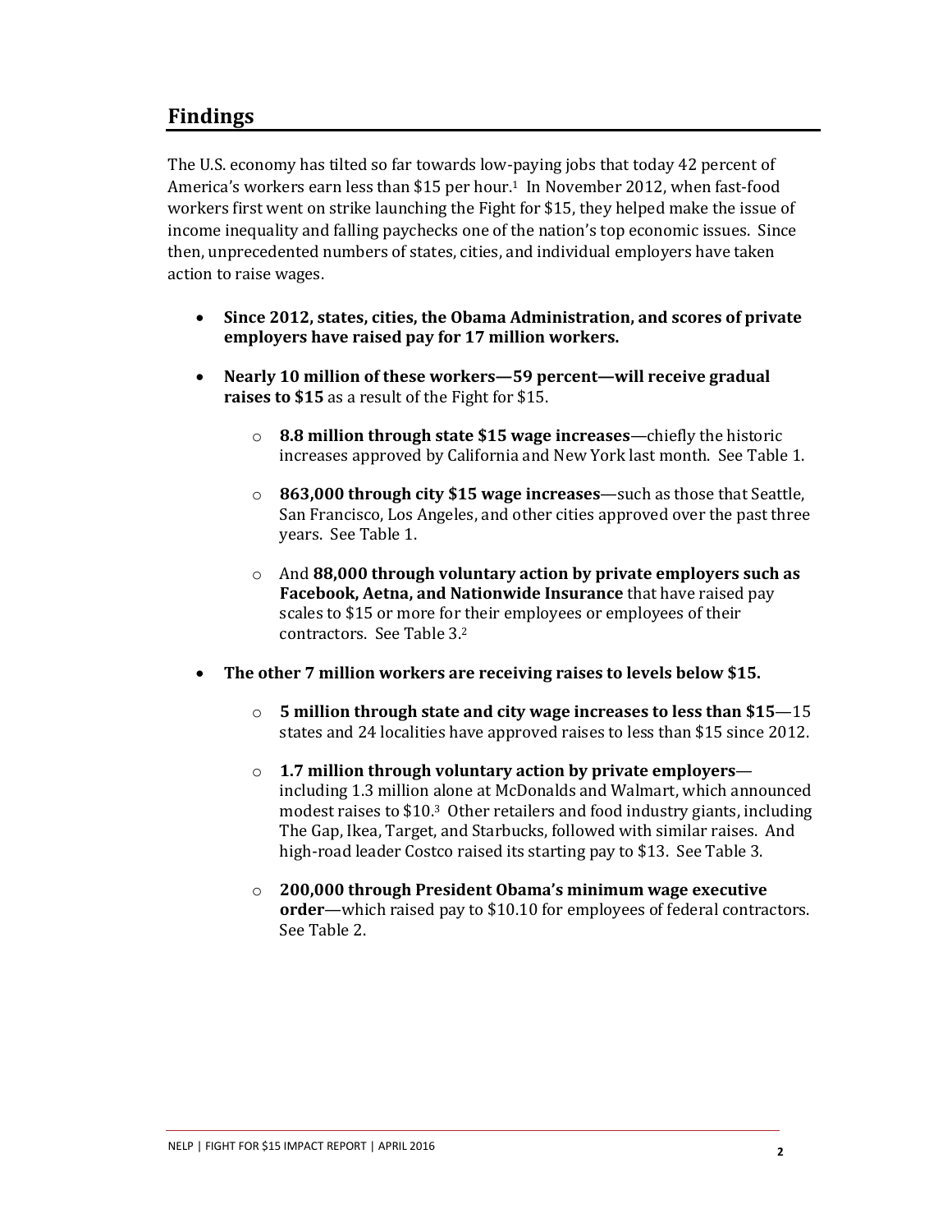## Findings

The U.S. economy has tilted so far towards low-paying jobs that today 42 percent of America's workers earn less than $15 per hour.[1] In November 2012, when fast-food workers first went on strike launching the Fight for $15, they helped make the issue of income inequality and falling paychecks one of the nation's top economic issues. Since then, unprecedented numbers of states, cities, and individual employers have taken action to raise wages.

- **Since 2012, states, cities, the Obama Administration, and scores of private employers have raised pay for 17 million workers.**
- **Nearly 10 million of these workers—59 percent—will receive gradual raises to $15** as a result of the Fight for $15.
  - **8.8 million through state $15 wage increases**—chiefly the historic increases approved by California and New York last month. See Table 1.
  - **863,000 through city $15 wage increases**—such as those that Seattle, San Francisco, Los Angeles, and other cities approved over the past three years. See Table 1.
  - And **88,000 through voluntary action by private employers such as Facebook, Aetna, and Nationwide Insurance** that have raised pay scales to $15 or more for their employees or employees of their contractors. See Table 3.[2]
- **The other 7 million workers are receiving raises to levels below $15.**
  - **5 million through state and city wage increases to less than $15**—15 states and 24 localities have approved raises to less than $15 since 2012.
  - **1.7 million through voluntary action by private employers**—including 1.3 million alone at McDonalds and Walmart, which announced modest raises to $10.[3] Other retailers and food industry giants, including The Gap, Ikea, Target, and Starbucks, followed with similar raises. And high-road leader Costco raised its starting pay to $13. See Table 3.
  - **200,000 through President Obama's minimum wage executive order**—which raised pay to $10.10 for employees of federal contractors. See Table 2.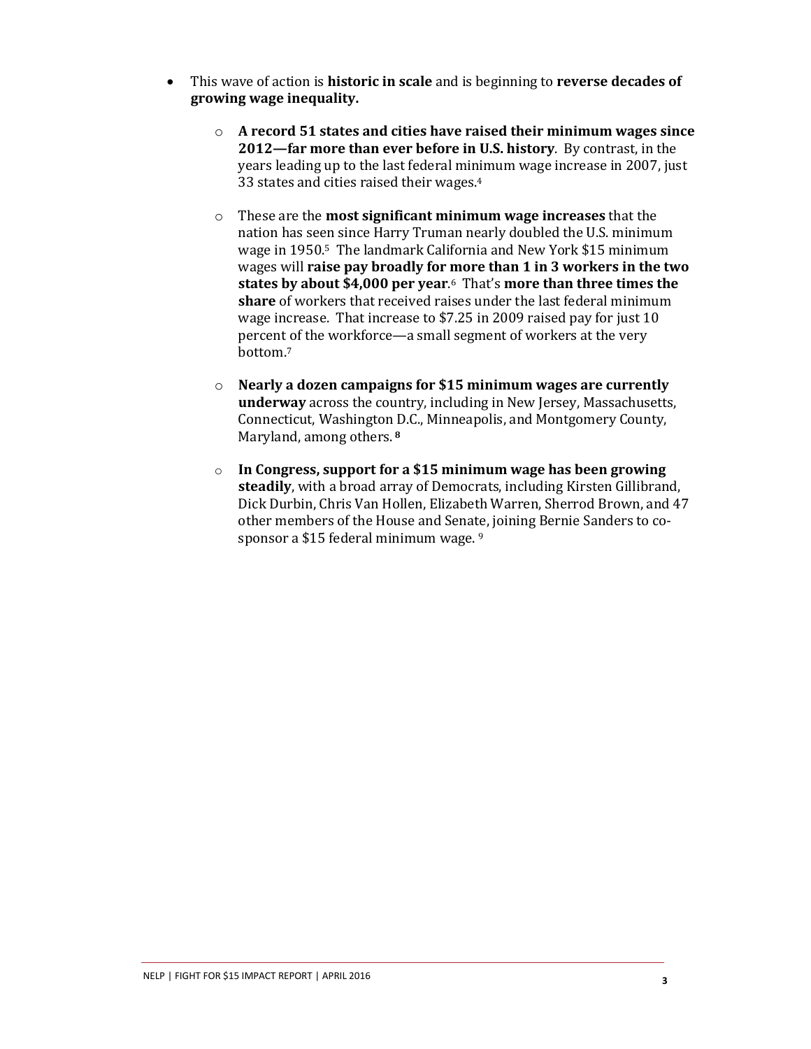- This wave of action is **historic in scale** and is beginning to **reverse decades of growing wage inequality.**

    - **A record 51 states and cities have raised their minimum wages since 2012—far more than ever before in U.S. history**. By contrast, in the years leading up to the last federal minimum wage increase in 2007, just 33 states and cities raised their wages.[4]

    - These are the **most significant minimum wage increases** that the nation has seen since Harry Truman nearly doubled the U.S. minimum wage in 1950.[5] The landmark California and New York $15 minimum wages will **raise pay broadly for more than 1 in 3 workers in the two states by about $4,000 per year**.[6] That's **more than three times the share** of workers that received raises under the last federal minimum wage increase. That increase to $7.25 in 2009 raised pay for just 10 percent of the workforce—a small segment of workers at the very bottom.[7]

    - **Nearly a dozen campaigns for $15 minimum wages are currently underway** across the country, including in New Jersey, Massachusetts, Connecticut, Washington D.C., Minneapolis, and Montgomery County, Maryland, among others.[8]

    - **In Congress, support for a $15 minimum wage has been growing steadily**, with a broad array of Democrats, including Kirsten Gillibrand, Dick Durbin, Chris Van Hollen, Elizabeth Warren, Sherrod Brown, and 47 other members of the House and Senate, joining Bernie Sanders to co-sponsor a $15 federal minimum wage.[9]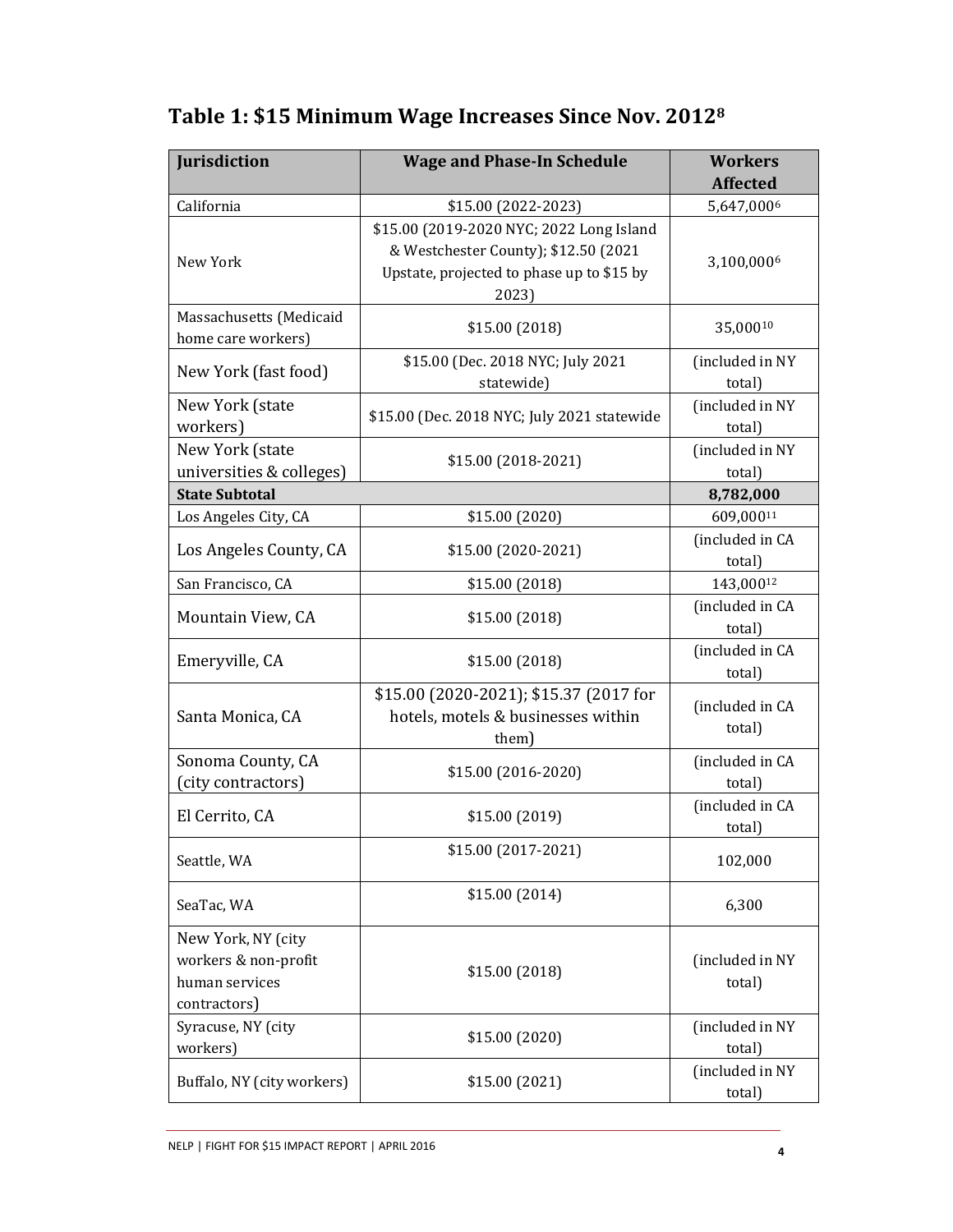## Table 1: $15 Minimum Wage Increases Since Nov. 2012[8]

| Jurisdiction | Wage and Phase-In Schedule | Workers Affected |
|---|---|---|
| California | $15.00 (2022-2023) | 5,647,000[6] |
| New York | $15.00 (2019-2020 NYC; 2022 Long Island & Westchester County); $12.50 (2021 Upstate, projected to phase up to $15 by 2023) | 3,100,000[6] |
| Massachusetts (Medicaid home care workers) | $15.00 (2018) | 35,000[10] |
| New York (fast food) | $15.00 (Dec. 2018 NYC; July 2021 statewide) | (included in NY total) |
| New York (state workers) | $15.00 (Dec. 2018 NYC; July 2021 statewide | (included in NY total) |
| New York (state universities & colleges) | $15.00 (2018-2021) | (included in NY total) |
| **State Subtotal** | | **8,782,000** |
| Los Angeles City, CA | $15.00 (2020) | 609,000[11] |
| Los Angeles County, CA | $15.00 (2020-2021) | (included in CA total) |
| San Francisco, CA | $15.00 (2018) | 143,000[12] |
| Mountain View, CA | $15.00 (2018) | (included in CA total) |
| Emeryville, CA | $15.00 (2018) | (included in CA total) |
| Santa Monica, CA | $15.00 (2020-2021); $15.37 (2017 for hotels, motels & businesses within them) | (included in CA total) |
| Sonoma County, CA (city contractors) | $15.00 (2016-2020) | (included in CA total) |
| El Cerrito, CA | $15.00 (2019) | (included in CA total) |
| Seattle, WA | $15.00 (2017-2021) | 102,000 |
| SeaTac, WA | $15.00 (2014) | 6,300 |
| New York, NY (city workers & non-profit human services contractors) | $15.00 (2018) | (included in NY total) |
| Syracuse, NY (city workers) | $15.00 (2020) | (included in NY total) |
| Buffalo, NY (city workers) | $15.00 (2021) | (included in NY total) |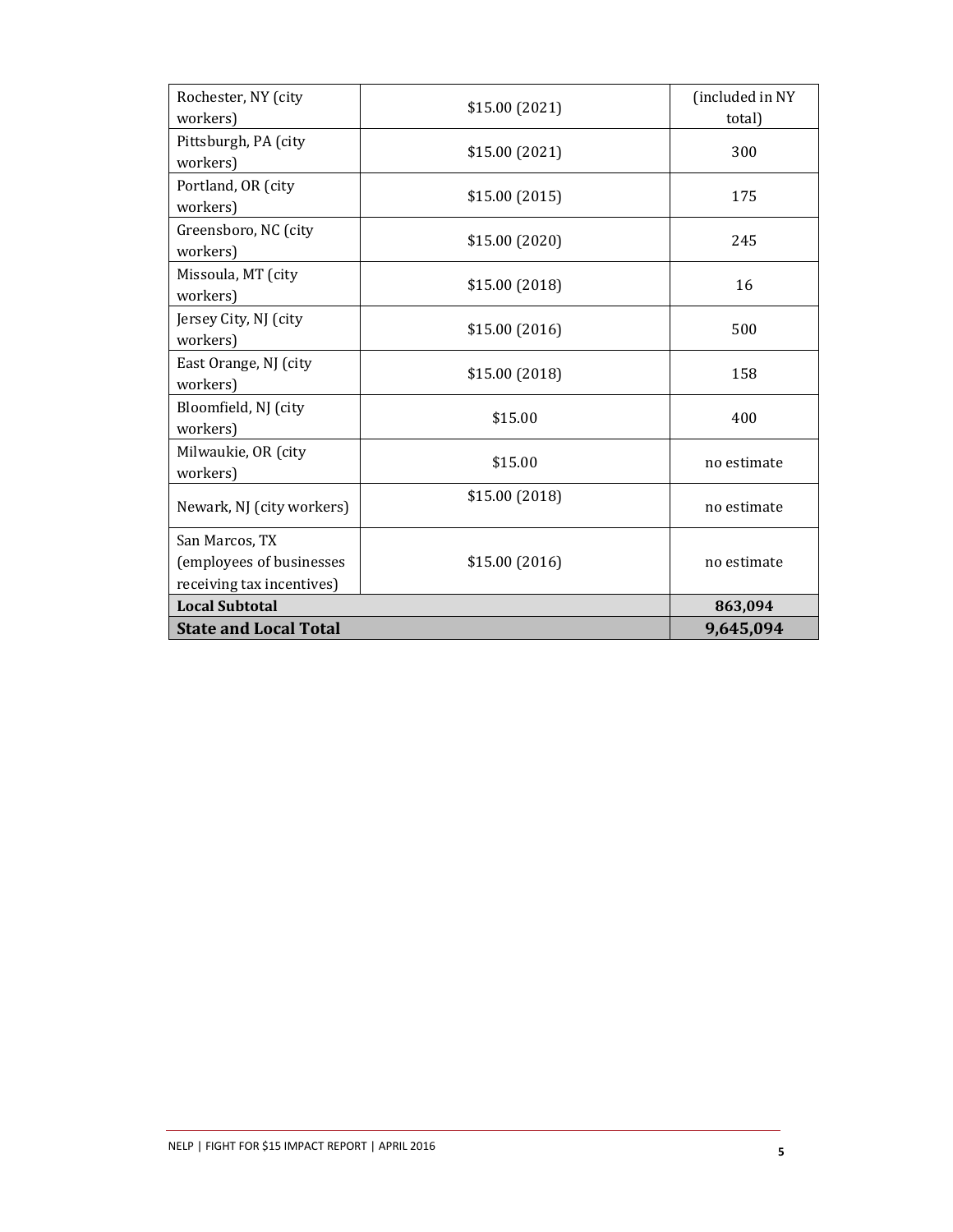| | | |
|---|---|---|
| Rochester, NY (city workers) | $15.00 (2021) | (included in NY total) |
| Pittsburgh, PA (city workers) | $15.00 (2021) | 300 |
| Portland, OR (city workers) | $15.00 (2015) | 175 |
| Greensboro, NC (city workers) | $15.00 (2020) | 245 |
| Missoula, MT (city workers) | $15.00 (2018) | 16 |
| Jersey City, NJ (city workers) | $15.00 (2016) | 500 |
| East Orange, NJ (city workers) | $15.00 (2018) | 158 |
| Bloomfield, NJ (city workers) | $15.00 | 400 |
| Milwaukie, OR (city workers) | $15.00 | no estimate |
| Newark, NJ (city workers) | $15.00 (2018) | no estimate |
| San Marcos, TX (employees of businesses receiving tax incentives) | $15.00 (2016) | no estimate |
| **Local Subtotal** | | **863,094** |
| **State and Local Total** | | **9,645,094** |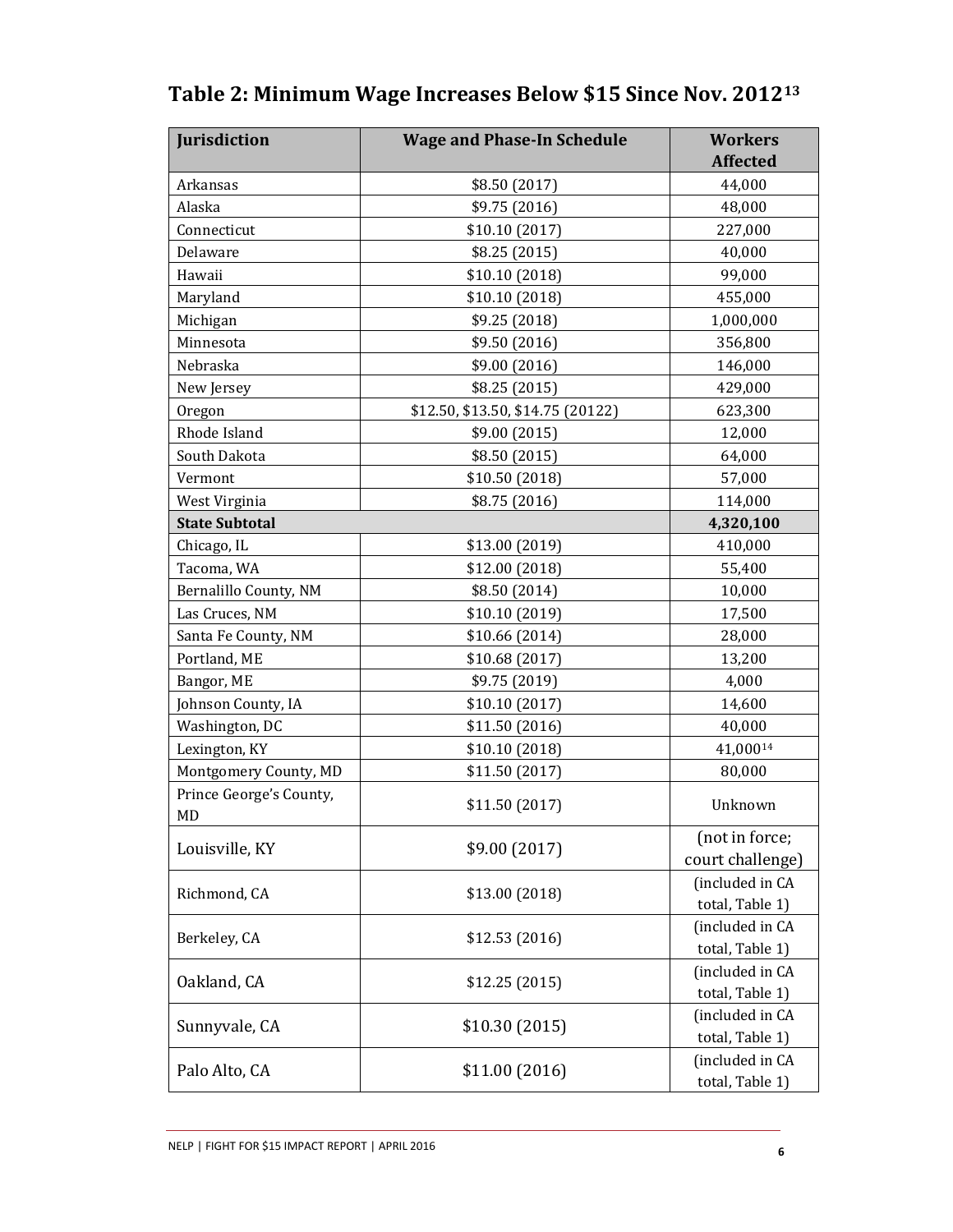## Table 2: Minimum Wage Increases Below $15 Since Nov. 2012[13]

| Jurisdiction | Wage and Phase-In Schedule | Workers Affected |
|---|---|---|
| Arkansas | $8.50 (2017) | 44,000 |
| Alaska | $9.75 (2016) | 48,000 |
| Connecticut | $10.10 (2017) | 227,000 |
| Delaware | $8.25 (2015) | 40,000 |
| Hawaii | $10.10 (2018) | 99,000 |
| Maryland | $10.10 (2018) | 455,000 |
| Michigan | $9.25 (2018) | 1,000,000 |
| Minnesota | $9.50 (2016) | 356,800 |
| Nebraska | $9.00 (2016) | 146,000 |
| New Jersey | $8.25 (2015) | 429,000 |
| Oregon | $12.50, $13.50, $14.75 (20122) | 623,300 |
| Rhode Island | $9.00 (2015) | 12,000 |
| South Dakota | $8.50 (2015) | 64,000 |
| Vermont | $10.50 (2018) | 57,000 |
| West Virginia | $8.75 (2016) | 114,000 |
| **State Subtotal** | | **4,320,100** |
| Chicago, IL | $13.00 (2019) | 410,000 |
| Tacoma, WA | $12.00 (2018) | 55,400 |
| Bernalillo County, NM | $8.50 (2014) | 10,000 |
| Las Cruces, NM | $10.10 (2019) | 17,500 |
| Santa Fe County, NM | $10.66 (2014) | 28,000 |
| Portland, ME | $10.68 (2017) | 13,200 |
| Bangor, ME | $9.75 (2019) | 4,000 |
| Johnson County, IA | $10.10 (2017) | 14,600 |
| Washington, DC | $11.50 (2016) | 40,000 |
| Lexington, KY | $10.10 (2018) | 41,000[14] |
| Montgomery County, MD | $11.50 (2017) | 80,000 |
| Prince George's County, MD | $11.50 (2017) | Unknown |
| Louisville, KY | $9.00 (2017) | (not in force; court challenge) |
| Richmond, CA | $13.00 (2018) | (included in CA total, Table 1) |
| Berkeley, CA | $12.53 (2016) | (included in CA total, Table 1) |
| Oakland, CA | $12.25 (2015) | (included in CA total, Table 1) |
| Sunnyvale, CA | $10.30 (2015) | (included in CA total, Table 1) |
| Palo Alto, CA | $11.00 (2016) | (included in CA total, Table 1) |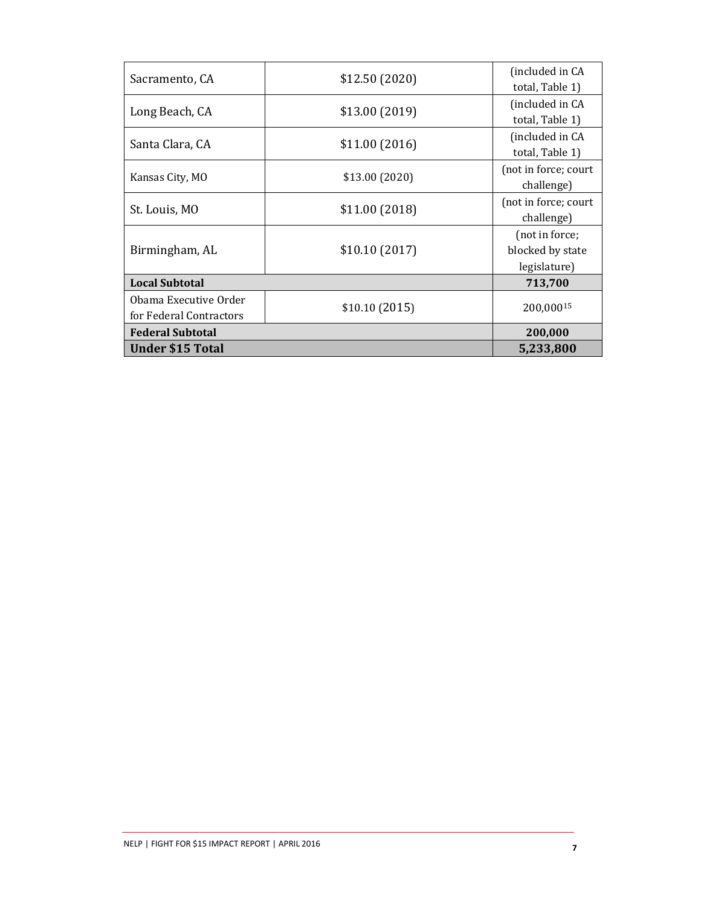| | | |
|---|---|---|
| Sacramento, CA | $12.50 (2020) | (included in CA total, Table 1) |
| Long Beach, CA | $13.00 (2019) | (included in CA total, Table 1) |
| Santa Clara, CA | $11.00 (2016) | (included in CA total, Table 1) |
| Kansas City, MO | $13.00 (2020) | (not in force; court challenge) |
| St. Louis, MO | $11.00 (2018) | (not in force; court challenge) |
| Birmingham, AL | $10.10 (2017) | (not in force; blocked by state legislature) |
| **Local Subtotal** | | **713,700** |
| Obama Executive Order for Federal Contractors | $10.10 (2015) | 200,000[15] |
| **Federal Subtotal** | | **200,000** |
| **Under $15 Total** | | **5,233,800** |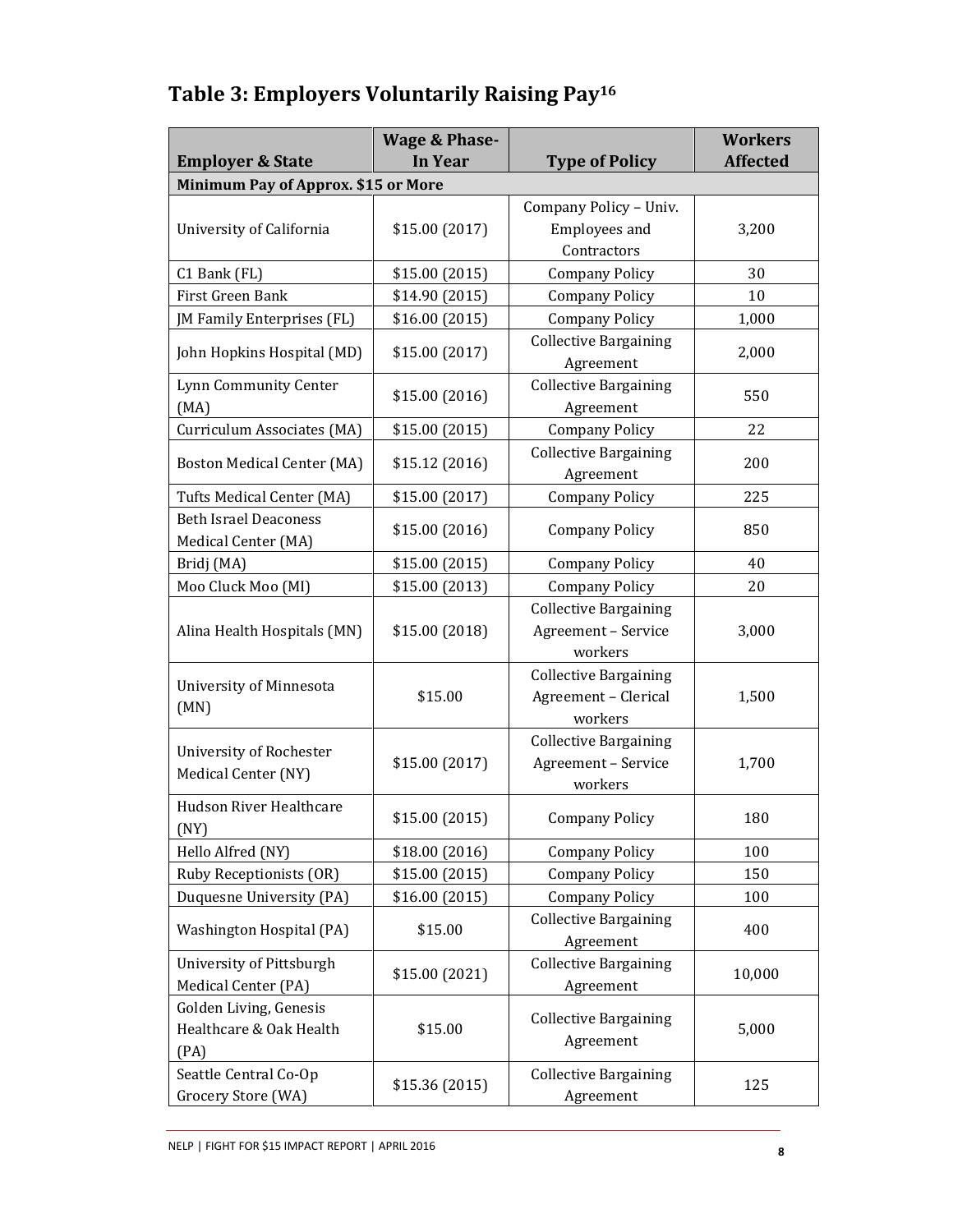## Table 3: Employers Voluntarily Raising Pay[16]

| Employer & State | Wage & Phase-In Year | Type of Policy | Workers Affected |
|---|---|---|---|
| **Minimum Pay of Approx. $15 or More** | | | |
| University of California | $15.00 (2017) | Company Policy – Univ. Employees and Contractors | 3,200 |
| C1 Bank (FL) | $15.00 (2015) | Company Policy | 30 |
| First Green Bank | $14.90 (2015) | Company Policy | 10 |
| JM Family Enterprises (FL) | $16.00 (2015) | Company Policy | 1,000 |
| John Hopkins Hospital (MD) | $15.00 (2017) | Collective Bargaining Agreement | 2,000 |
| Lynn Community Center (MA) | $15.00 (2016) | Collective Bargaining Agreement | 550 |
| Curriculum Associates (MA) | $15.00 (2015) | Company Policy | 22 |
| Boston Medical Center (MA) | $15.12 (2016) | Collective Bargaining Agreement | 200 |
| Tufts Medical Center (MA) | $15.00 (2017) | Company Policy | 225 |
| Beth Israel Deaconess Medical Center (MA) | $15.00 (2016) | Company Policy | 850 |
| Bridj (MA) | $15.00 (2015) | Company Policy | 40 |
| Moo Cluck Moo (MI) | $15.00 (2013) | Company Policy | 20 |
| Alina Health Hospitals (MN) | $15.00 (2018) | Collective Bargaining Agreement – Service workers | 3,000 |
| University of Minnesota (MN) | $15.00 | Collective Bargaining Agreement – Clerical workers | 1,500 |
| University of Rochester Medical Center (NY) | $15.00 (2017) | Collective Bargaining Agreement – Service workers | 1,700 |
| Hudson River Healthcare (NY) | $15.00 (2015) | Company Policy | 180 |
| Hello Alfred (NY) | $18.00 (2016) | Company Policy | 100 |
| Ruby Receptionists (OR) | $15.00 (2015) | Company Policy | 150 |
| Duquesne University (PA) | $16.00 (2015) | Company Policy | 100 |
| Washington Hospital (PA) | $15.00 | Collective Bargaining Agreement | 400 |
| University of Pittsburgh Medical Center (PA) | $15.00 (2021) | Collective Bargaining Agreement | 10,000 |
| Golden Living, Genesis Healthcare & Oak Health (PA) | $15.00 | Collective Bargaining Agreement | 5,000 |
| Seattle Central Co-Op Grocery Store (WA) | $15.36 (2015) | Collective Bargaining Agreement | 125 |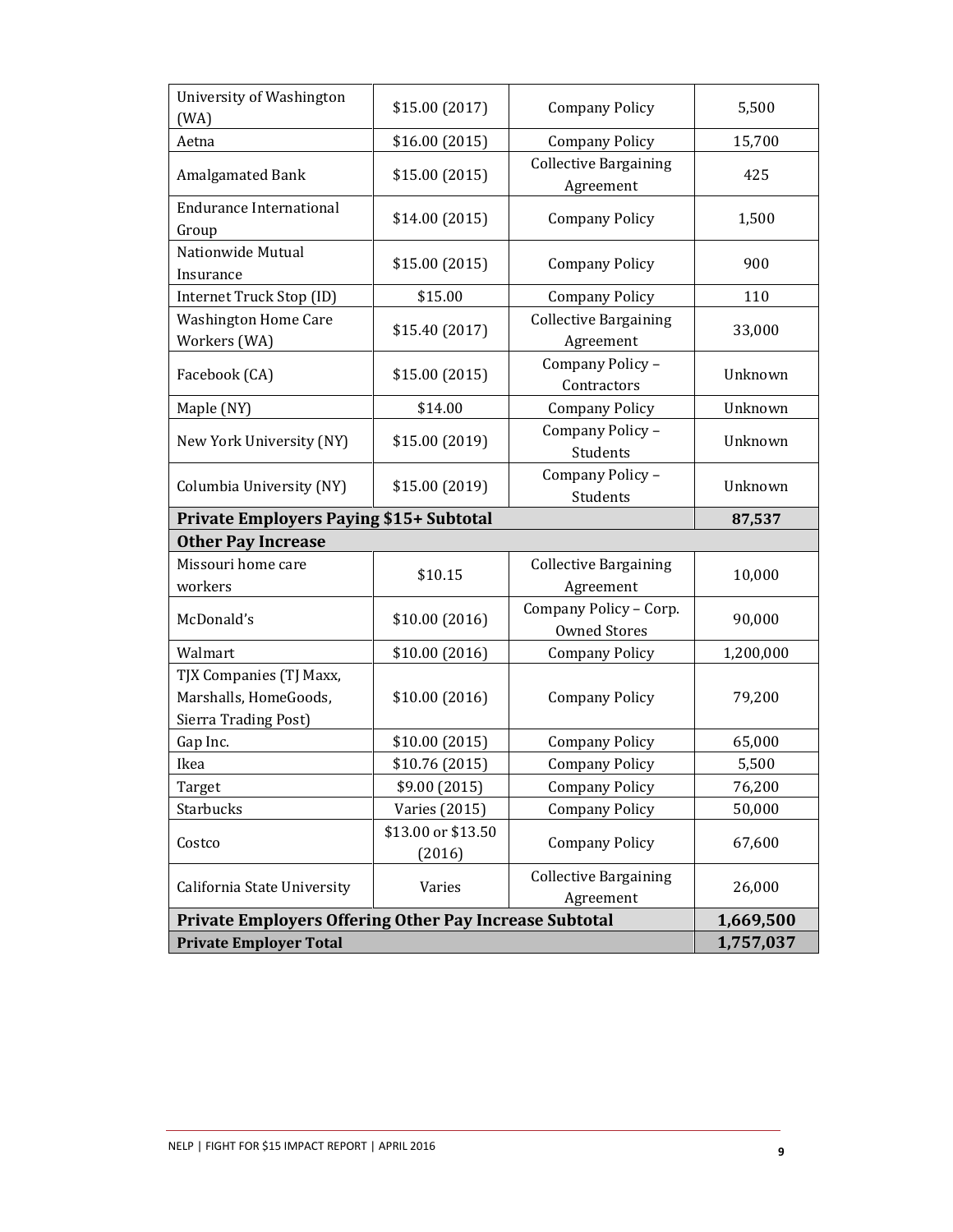| University of Washington (WA) | $15.00 (2017) | Company Policy | 5,500 |
|---|---|---|---|
| Aetna | $16.00 (2015) | Company Policy | 15,700 |
| Amalgamated Bank | $15.00 (2015) | Collective Bargaining Agreement | 425 |
| Endurance International Group | $14.00 (2015) | Company Policy | 1,500 |
| Nationwide Mutual Insurance | $15.00 (2015) | Company Policy | 900 |
| Internet Truck Stop (ID) | $15.00 | Company Policy | 110 |
| Washington Home Care Workers (WA) | $15.40 (2017) | Collective Bargaining Agreement | 33,000 |
| Facebook (CA) | $15.00 (2015) | Company Policy – Contractors | Unknown |
| Maple (NY) | $14.00 | Company Policy | Unknown |
| New York University (NY) | $15.00 (2019) | Company Policy – Students | Unknown |
| Columbia University (NY) | $15.00 (2019) | Company Policy – Students | Unknown |
| **Private Employers Paying $15+ Subtotal** | | | **87,537** |
| **Other Pay Increase** | | | |
| Missouri home care workers | $10.15 | Collective Bargaining Agreement | 10,000 |
| McDonald's | $10.00 (2016) | Company Policy – Corp. Owned Stores | 90,000 |
| Walmart | $10.00 (2016) | Company Policy | 1,200,000 |
| TJX Companies (TJ Maxx, Marshalls, HomeGoods, Sierra Trading Post) | $10.00 (2016) | Company Policy | 79,200 |
| Gap Inc. | $10.00 (2015) | Company Policy | 65,000 |
| Ikea | $10.76 (2015) | Company Policy | 5,500 |
| Target | $9.00 (2015) | Company Policy | 76,200 |
| Starbucks | Varies (2015) | Company Policy | 50,000 |
| Costco | $13.00 or $13.50 (2016) | Company Policy | 67,600 |
| California State University | Varies | Collective Bargaining Agreement | 26,000 |
| **Private Employers Offering Other Pay Increase Subtotal** | | | **1,669,500** |
| **Private Employer Total** | | | **1,757,037** |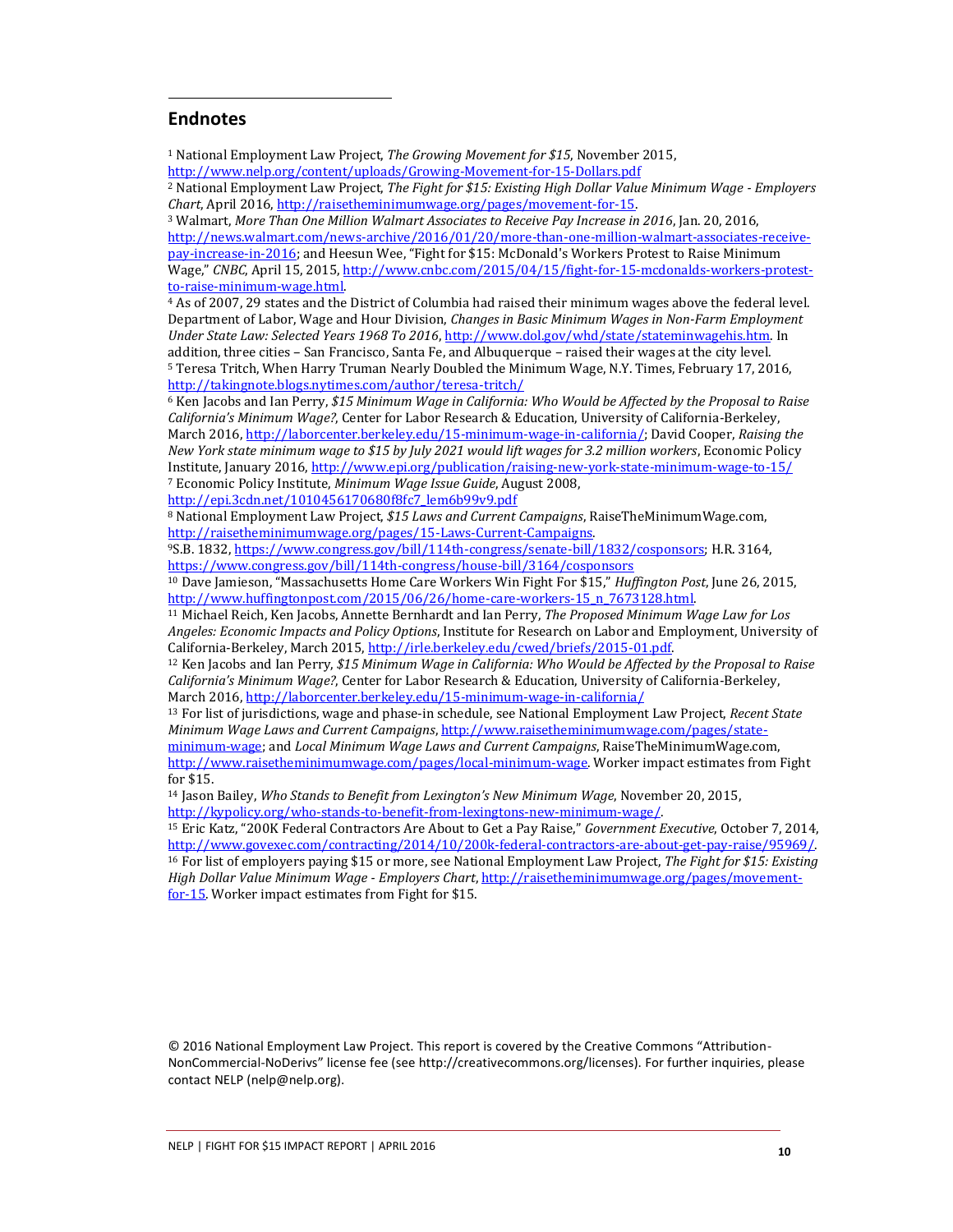## Endnotes

[1] National Employment Law Project, *The Growing Movement for $15*, November 2015, http://www.nelp.org/content/uploads/Growing-Movement-for-15-Dollars.pdf

[2] National Employment Law Project, *The Fight for $15: Existing High Dollar Value Minimum Wage - Employers Chart*, April 2016, http://raisetheminimumwage.org/pages/movement-for-15.

[3] Walmart, *More Than One Million Walmart Associates to Receive Pay Increase in 2016*, Jan. 20, 2016, http://news.walmart.com/news-archive/2016/01/20/more-than-one-million-walmart-associates-receive-pay-increase-in-2016; and Heesun Wee, "Fight for $15: McDonald's Workers Protest to Raise Minimum Wage," *CNBC*, April 15, 2015, http://www.cnbc.com/2015/04/15/fight-for-15-mcdonalds-workers-protest-to-raise-minimum-wage.html.

[4] As of 2007, 29 states and the District of Columbia had raised their minimum wages above the federal level. Department of Labor, Wage and Hour Division, *Changes in Basic Minimum Wages in Non-Farm Employment Under State Law: Selected Years 1968 To 2016*, http://www.dol.gov/whd/state/stateminwagehis.htm. In addition, three cities – San Francisco, Santa Fe, and Albuquerque – raised their wages at the city level.

[5] Teresa Tritch, When Harry Truman Nearly Doubled the Minimum Wage, N.Y. Times, February 17, 2016, http://takingnote.blogs.nytimes.com/author/teresa-tritch/

[6] Ken Jacobs and Ian Perry, *$15 Minimum Wage in California: Who Would be Affected by the Proposal to Raise California's Minimum Wage?*, Center for Labor Research & Education, University of California-Berkeley, March 2016, http://laborcenter.berkeley.edu/15-minimum-wage-in-california/; David Cooper, *Raising the New York state minimum wage to $15 by July 2021 would lift wages for 3.2 million workers*, Economic Policy Institute, January 2016, http://www.epi.org/publication/raising-new-york-state-minimum-wage-to-15/

[7] Economic Policy Institute, *Minimum Wage Issue Guide*, August 2008, http://epi.3cdn.net/1010456170680f8fc7_lem6b99v9.pdf

[8] National Employment Law Project, *$15 Laws and Current Campaigns*, RaiseTheMinimumWage.com, http://raisetheminimumwage.org/pages/15-Laws-Current-Campaigns.

[9]S.B. 1832, https://www.congress.gov/bill/114th-congress/senate-bill/1832/cosponsors; H.R. 3164, https://www.congress.gov/bill/114th-congress/house-bill/3164/cosponsors

[10] Dave Jamieson, "Massachusetts Home Care Workers Win Fight For $15," *Huffington Post*, June 26, 2015, http://www.huffingtonpost.com/2015/06/26/home-care-workers-15_n_7673128.html.

[11] Michael Reich, Ken Jacobs, Annette Bernhardt and Ian Perry, *The Proposed Minimum Wage Law for Los Angeles: Economic Impacts and Policy Options*, Institute for Research on Labor and Employment, University of California-Berkeley, March 2015, http://irle.berkeley.edu/cwed/briefs/2015-01.pdf.

[12] Ken Jacobs and Ian Perry, *$15 Minimum Wage in California: Who Would be Affected by the Proposal to Raise California's Minimum Wage?*, Center for Labor Research & Education, University of California-Berkeley, March 2016, http://laborcenter.berkeley.edu/15-minimum-wage-in-california/

[13] For list of jurisdictions, wage and phase-in schedule, see National Employment Law Project, *Recent State Minimum Wage Laws and Current Campaigns*, http://www.raisetheminimumwage.com/pages/state-minimum-wage; and *Local Minimum Wage Laws and Current Campaigns*, RaiseTheMinimumWage.com, http://www.raisetheminimumwage.com/pages/local-minimum-wage. Worker impact estimates from Fight for $15.

[14] Jason Bailey, *Who Stands to Benefit from Lexington's New Minimum Wage*, November 20, 2015, http://kypolicy.org/who-stands-to-benefit-from-lexingtons-new-minimum-wage/.

[15] Eric Katz, "200K Federal Contractors Are About to Get a Pay Raise," *Government Executive*, October 7, 2014, http://www.govexec.com/contracting/2014/10/200k-federal-contractors-are-about-get-pay-raise/95969/.

[16] For list of employers paying $15 or more, see National Employment Law Project, *The Fight for $15: Existing High Dollar Value Minimum Wage - Employers Chart*, http://raisetheminimumwage.org/pages/movement-for-15. Worker impact estimates from Fight for $15.

© 2016 National Employment Law Project. This report is covered by the Creative Commons "Attribution-NonCommercial-NoDerivs" license fee (see http://creativecommons.org/licenses). For further inquiries, please contact NELP (nelp@nelp.org).